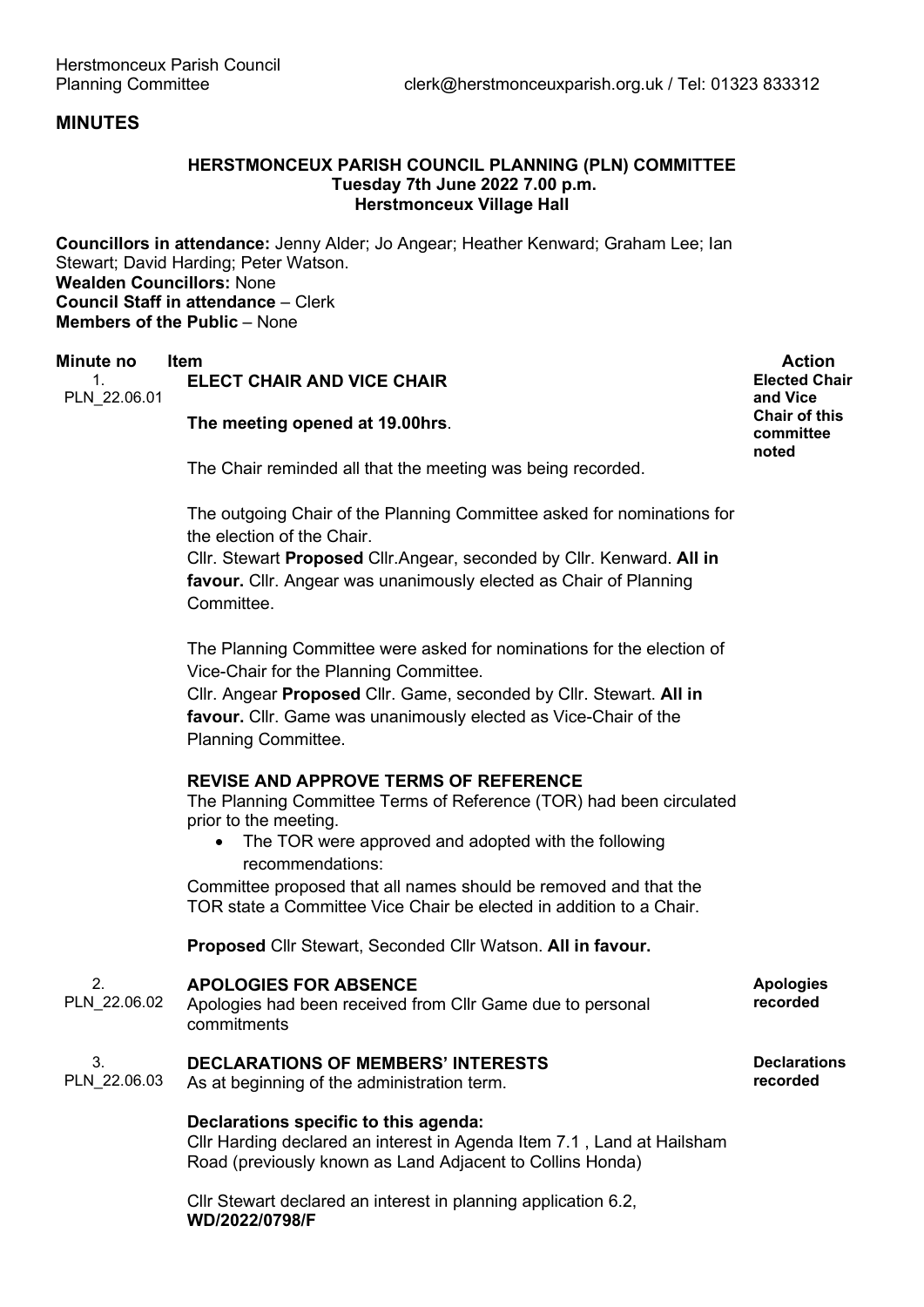Herstmonceux Parish Council
Planning Committee clerk@herstmonceuxparish.org.uk / Tel: 01323 833312

## MINUTES

### HERSTMONCEUX PARISH COUNCIL PLANNING (PLN) COMMITTEE
**Tuesday 7th June 2022 7.00 p.m.**
**Herstmonceux Village Hall**

**Councillors in attendance:** Jenny Alder; Jo Angear; Heather Kenward; Graham Lee; Ian Stewart; David Harding; Peter Watson.
**Wealden Councillors:** None
**Council Staff in attendance** – Clerk
**Members of the Public** – None

| Minute no | Item | Action |
|---|---|---|
| 1. PLN_22.06.01 | **ELECT CHAIR AND VICE CHAIR**<br><br>**The meeting opened at 19.00hrs**.<br><br>The Chair reminded all that the meeting was being recorded.<br><br>The outgoing Chair of the Planning Committee asked for nominations for the election of the Chair.<br>Cllr. Stewart **Proposed** Cllr.Angear, seconded by Cllr. Kenward. **All in favour.** Cllr. Angear was unanimously elected as Chair of Planning Committee.<br><br>The Planning Committee were asked for nominations for the election of Vice-Chair for the Planning Committee.<br>Cllr. Angear **Proposed** Cllr. Game, seconded by Cllr. Stewart. **All in favour.** Cllr. Game was unanimously elected as Vice-Chair of the Planning Committee.<br><br>**REVISE AND APPROVE TERMS OF REFERENCE**<br>The Planning Committee Terms of Reference (TOR) had been circulated prior to the meeting.<br>• The TOR were approved and adopted with the following recommendations:<br>Committee proposed that all names should be removed and that the TOR state a Committee Vice Chair be elected in addition to a Chair.<br><br>**Proposed** Cllr Stewart, Seconded Cllr Watson. **All in favour.** | **Elected Chair and Vice Chair of this committee noted** |
| 2. PLN_22.06.02 | **APOLOGIES FOR ABSENCE**<br>Apologies had been received from Cllr Game due to personal commitments | **Apologies recorded** |
| 3. PLN_22.06.03 | **DECLARATIONS OF MEMBERS' INTERESTS**<br>As at beginning of the administration term.<br><br>**Declarations specific to this agenda:**<br>Cllr Harding declared an interest in Agenda Item 7.1 , Land at Hailsham Road (previously known as Land Adjacent to Collins Honda)<br><br>Cllr Stewart declared an interest in planning application 6.2, **WD/2022/0798/F** | **Declarations recorded** |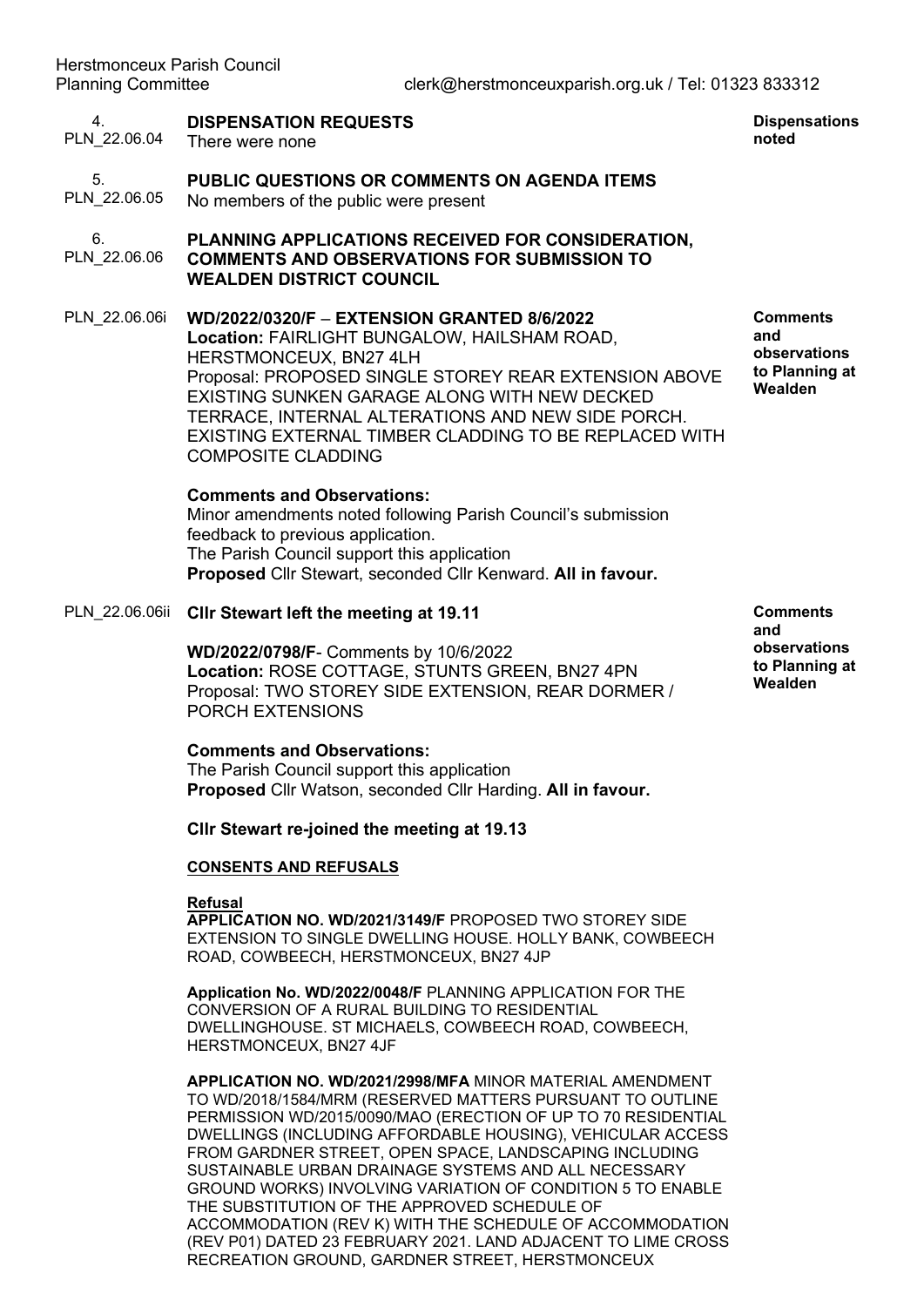| | | |
|---|---|---|
| 4. PLN_22.06.04 | **DISPENSATION REQUESTS**<br>There were none | **Dispensations noted** |
| 5. PLN_22.06.05 | **PUBLIC QUESTIONS OR COMMENTS ON AGENDA ITEMS**<br>No members of the public were present | |
| 6. PLN_22.06.06 | **PLANNING APPLICATIONS RECEIVED FOR CONSIDERATION, COMMENTS AND OBSERVATIONS FOR SUBMISSION TO WEALDEN DISTRICT COUNCIL** | |
| PLN_22.06.06i | **WD/2022/0320/F** – **EXTENSION GRANTED 8/6/2022**<br>**Location:** FAIRLIGHT BUNGALOW, HAILSHAM ROAD, HERSTMONCEUX, BN27 4LH<br>Proposal: PROPOSED SINGLE STOREY REAR EXTENSION ABOVE EXISTING SUNKEN GARAGE ALONG WITH NEW DECKED TERRACE, INTERNAL ALTERATIONS AND NEW SIDE PORCH. EXISTING EXTERNAL TIMBER CLADDING TO BE REPLACED WITH COMPOSITE CLADDING<br><br>**Comments and Observations:**<br>Minor amendments noted following Parish Council's submission feedback to previous application.<br>The Parish Council support this application<br>**Proposed** Cllr Stewart, seconded Cllr Kenward. **All in favour.** | **Comments and observations to Planning at Wealden** |
| PLN_22.06.06ii | **Cllr Stewart left the meeting at 19.11**<br><br>**WD/2022/0798/F**- Comments by 10/6/2022<br>**Location:** ROSE COTTAGE, STUNTS GREEN, BN27 4PN<br>Proposal: TWO STOREY SIDE EXTENSION, REAR DORMER / PORCH EXTENSIONS<br><br>**Comments and Observations:**<br>The Parish Council support this application<br>**Proposed** Cllr Watson, seconded Cllr Harding. **All in favour.**<br><br>**Cllr Stewart re-joined the meeting at 19.13** | **Comments and observations to Planning at Wealden** |

**CONSENTS AND REFUSALS**

**Refusal**

**APPLICATION NO. WD/2021/3149/F** PROPOSED TWO STOREY SIDE EXTENSION TO SINGLE DWELLING HOUSE. HOLLY BANK, COWBEECH ROAD, COWBEECH, HERSTMONCEUX, BN27 4JP

**Application No. WD/2022/0048/F** PLANNING APPLICATION FOR THE CONVERSION OF A RURAL BUILDING TO RESIDENTIAL DWELLINGHOUSE. ST MICHAELS, COWBEECH ROAD, COWBEECH, HERSTMONCEUX, BN27 4JF

**APPLICATION NO. WD/2021/2998/MFA** MINOR MATERIAL AMENDMENT TO WD/2018/1584/MRM (RESERVED MATTERS PURSUANT TO OUTLINE PERMISSION WD/2015/0090/MAO (ERECTION OF UP TO 70 RESIDENTIAL DWELLINGS (INCLUDING AFFORDABLE HOUSING), VEHICULAR ACCESS FROM GARDNER STREET, OPEN SPACE, LANDSCAPING INCLUDING SUSTAINABLE URBAN DRAINAGE SYSTEMS AND ALL NECESSARY GROUND WORKS) INVOLVING VARIATION OF CONDITION 5 TO ENABLE THE SUBSTITUTION OF THE APPROVED SCHEDULE OF ACCOMMODATION (REV K) WITH THE SCHEDULE OF ACCOMMODATION (REV P01) DATED 23 FEBRUARY 2021. LAND ADJACENT TO LIME CROSS RECREATION GROUND, GARDNER STREET, HERSTMONCEUX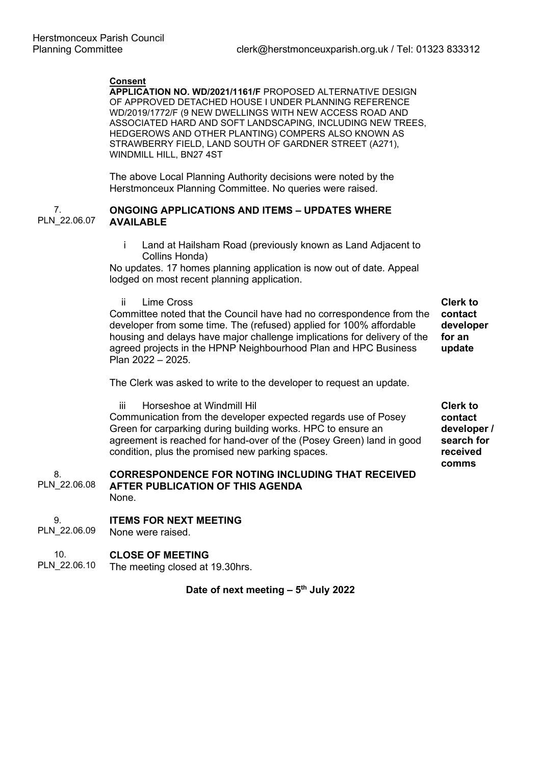**Consent**

**APPLICATION NO. WD/2021/1161/F** PROPOSED ALTERNATIVE DESIGN OF APPROVED DETACHED HOUSE I UNDER PLANNING REFERENCE WD/2019/1772/F (9 NEW DWELLINGS WITH NEW ACCESS ROAD AND ASSOCIATED HARD AND SOFT LANDSCAPING, INCLUDING NEW TREES, HEDGEROWS AND OTHER PLANTING) COMPERS ALSO KNOWN AS STRAWBERRY FIELD, LAND SOUTH OF GARDNER STREET (A271), WINDMILL HILL, BN27 4ST

The above Local Planning Authority decisions were noted by the Herstmonceux Planning Committee. No queries were raised.

7. PLN_22.06.07 **ONGOING APPLICATIONS AND ITEMS – UPDATES WHERE AVAILABLE**

i Land at Hailsham Road (previously known as Land Adjacent to Collins Honda)

No updates. 17 homes planning application is now out of date. Appeal lodged on most recent planning application.

ii Lime Cross

Committee noted that the Council have had no correspondence from the developer from some time. The (refused) applied for 100% affordable housing and delays have major challenge implications for delivery of the agreed projects in the HPNP Neighbourhood Plan and HPC Business Plan 2022 – 2025.

The Clerk was asked to write to the developer to request an update.

**Clerk to contact developer for an update**

iii Horseshoe at Windmill Hil

Communication from the developer expected regards use of Posey Green for carparking during building works. HPC to ensure an agreement is reached for hand-over of the (Posey Green) land in good condition, plus the promised new parking spaces.

**Clerk to contact developer / search for received comms**

8. PLN_22.06.08 **CORRESPONDENCE FOR NOTING INCLUDING THAT RECEIVED AFTER PUBLICATION OF THIS AGENDA**

None.

9. PLN_22.06.09 **ITEMS FOR NEXT MEETING**

None were raised.

10. PLN_22.06.10 **CLOSE OF MEETING**

The meeting closed at 19.30hrs.

**Date of next meeting – 5th July 2022**